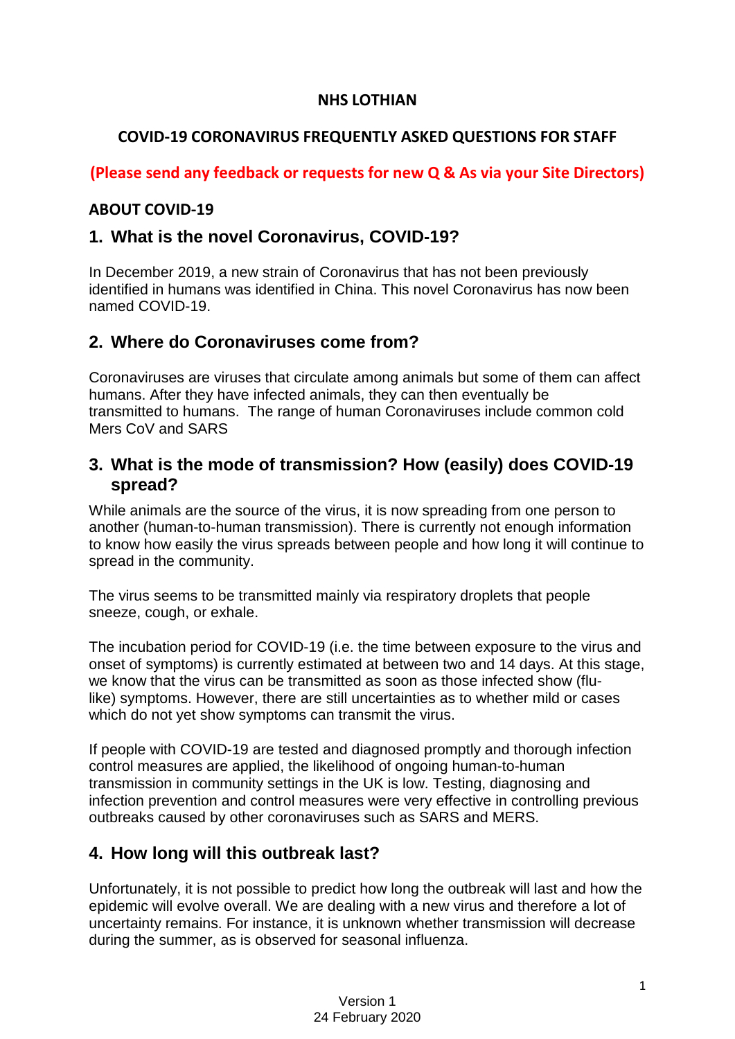**NHS LOTHIAN**

**COVID-19 CORONAVIRUS FREQUENTLY ASKED QUESTIONS FOR STAFF**

**(Please send any feedback or requests for new Q & As via your Site Directors)**

## ABOUT COVID-19

### 1. What is the novel Coronavirus, COVID-19?

In December 2019, a new strain of Coronavirus that has not been previously identified in humans was identified in China. This novel Coronavirus has now been named COVID-19.

### 2. Where do Coronaviruses come from?

Coronaviruses are viruses that circulate among animals but some of them can affect humans. After they have infected animals, they can then eventually be transmitted to humans. The range of human Coronaviruses include common cold Mers CoV and SARS

### 3. What is the mode of transmission? How (easily) does COVID-19 spread?

While animals are the source of the virus, it is now spreading from one person to another (human-to-human transmission). There is currently not enough information to know how easily the virus spreads between people and how long it will continue to spread in the community.

The virus seems to be transmitted mainly via respiratory droplets that people sneeze, cough, or exhale.

The incubation period for COVID-19 (i.e. the time between exposure to the virus and onset of symptoms) is currently estimated at between two and 14 days. At this stage, we know that the virus can be transmitted as soon as those infected show (flu-like) symptoms. However, there are still uncertainties as to whether mild or cases which do not yet show symptoms can transmit the virus.

If people with COVID-19 are tested and diagnosed promptly and thorough infection control measures are applied, the likelihood of ongoing human-to-human transmission in community settings in the UK is low. Testing, diagnosing and infection prevention and control measures were very effective in controlling previous outbreaks caused by other coronaviruses such as SARS and MERS.

### 4. How long will this outbreak last?

Unfortunately, it is not possible to predict how long the outbreak will last and how the epidemic will evolve overall. We are dealing with a new virus and therefore a lot of uncertainty remains. For instance, it is unknown whether transmission will decrease during the summer, as is observed for seasonal influenza.

Version 1
24 February 2020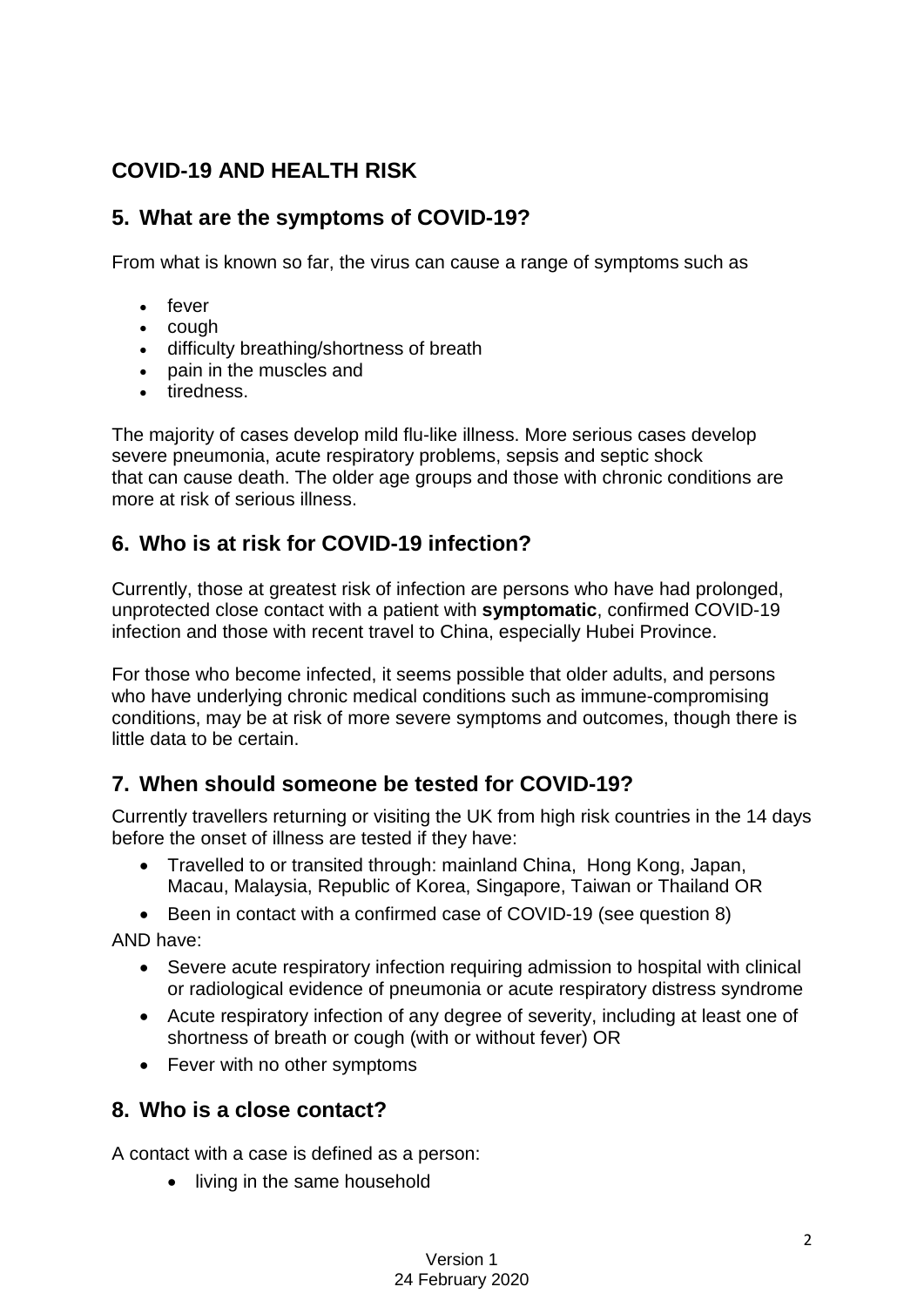## COVID-19 AND HEALTH RISK

### 5. What are the symptoms of COVID-19?

From what is known so far, the virus can cause a range of symptoms such as

- fever
- cough
- difficulty breathing/shortness of breath
- pain in the muscles and
- tiredness.

The majority of cases develop mild flu-like illness. More serious cases develop severe pneumonia, acute respiratory problems, sepsis and septic shock that can cause death. The older age groups and those with chronic conditions are more at risk of serious illness.

### 6. Who is at risk for COVID-19 infection?

Currently, those at greatest risk of infection are persons who have had prolonged, unprotected close contact with a patient with **symptomatic**, confirmed COVID-19 infection and those with recent travel to China, especially Hubei Province.

For those who become infected, it seems possible that older adults, and persons who have underlying chronic medical conditions such as immune-compromising conditions, may be at risk of more severe symptoms and outcomes, though there is little data to be certain.

### 7. When should someone be tested for COVID-19?

Currently travellers returning or visiting the UK from high risk countries in the 14 days before the onset of illness are tested if they have:

- Travelled to or transited through: mainland China, Hong Kong, Japan, Macau, Malaysia, Republic of Korea, Singapore, Taiwan or Thailand OR
- Been in contact with a confirmed case of COVID-19 (see question 8)

AND have:

- Severe acute respiratory infection requiring admission to hospital with clinical or radiological evidence of pneumonia or acute respiratory distress syndrome
- Acute respiratory infection of any degree of severity, including at least one of shortness of breath or cough (with or without fever) OR
- Fever with no other symptoms

### 8. Who is a close contact?

A contact with a case is defined as a person:

- living in the same household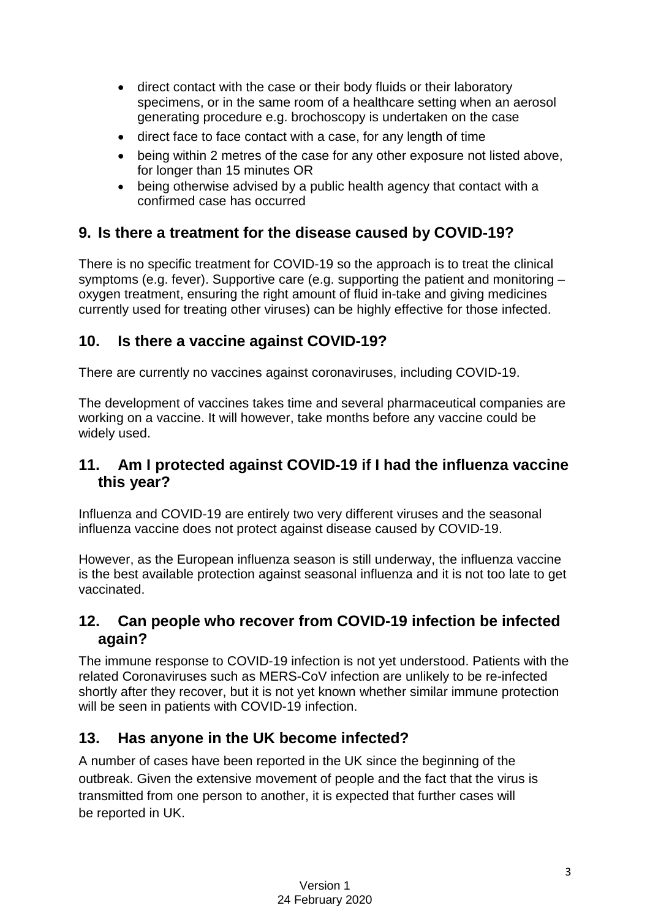- direct contact with the case or their body fluids or their laboratory specimens, or in the same room of a healthcare setting when an aerosol generating procedure e.g. brochoscopy is undertaken on the case
- direct face to face contact with a case, for any length of time
- being within 2 metres of the case for any other exposure not listed above, for longer than 15 minutes OR
- being otherwise advised by a public health agency that contact with a confirmed case has occurred

## 9. Is there a treatment for the disease caused by COVID-19?

There is no specific treatment for COVID-19 so the approach is to treat the clinical symptoms (e.g. fever). Supportive care (e.g. supporting the patient and monitoring – oxygen treatment, ensuring the right amount of fluid in-take and giving medicines currently used for treating other viruses) can be highly effective for those infected.

## 10. Is there a vaccine against COVID-19?

There are currently no vaccines against coronaviruses, including COVID-19.

The development of vaccines takes time and several pharmaceutical companies are working on a vaccine. It will however, take months before any vaccine could be widely used.

## 11. Am I protected against COVID-19 if I had the influenza vaccine this year?

Influenza and COVID-19 are entirely two very different viruses and the seasonal influenza vaccine does not protect against disease caused by COVID-19.

However, as the European influenza season is still underway, the influenza vaccine is the best available protection against seasonal influenza and it is not too late to get vaccinated.

## 12. Can people who recover from COVID-19 infection be infected again?

The immune response to COVID-19 infection is not yet understood. Patients with the related Coronaviruses such as MERS-CoV infection are unlikely to be re-infected shortly after they recover, but it is not yet known whether similar immune protection will be seen in patients with COVID-19 infection.

## 13. Has anyone in the UK become infected?

A number of cases have been reported in the UK since the beginning of the outbreak. Given the extensive movement of people and the fact that the virus is transmitted from one person to another, it is expected that further cases will be reported in UK.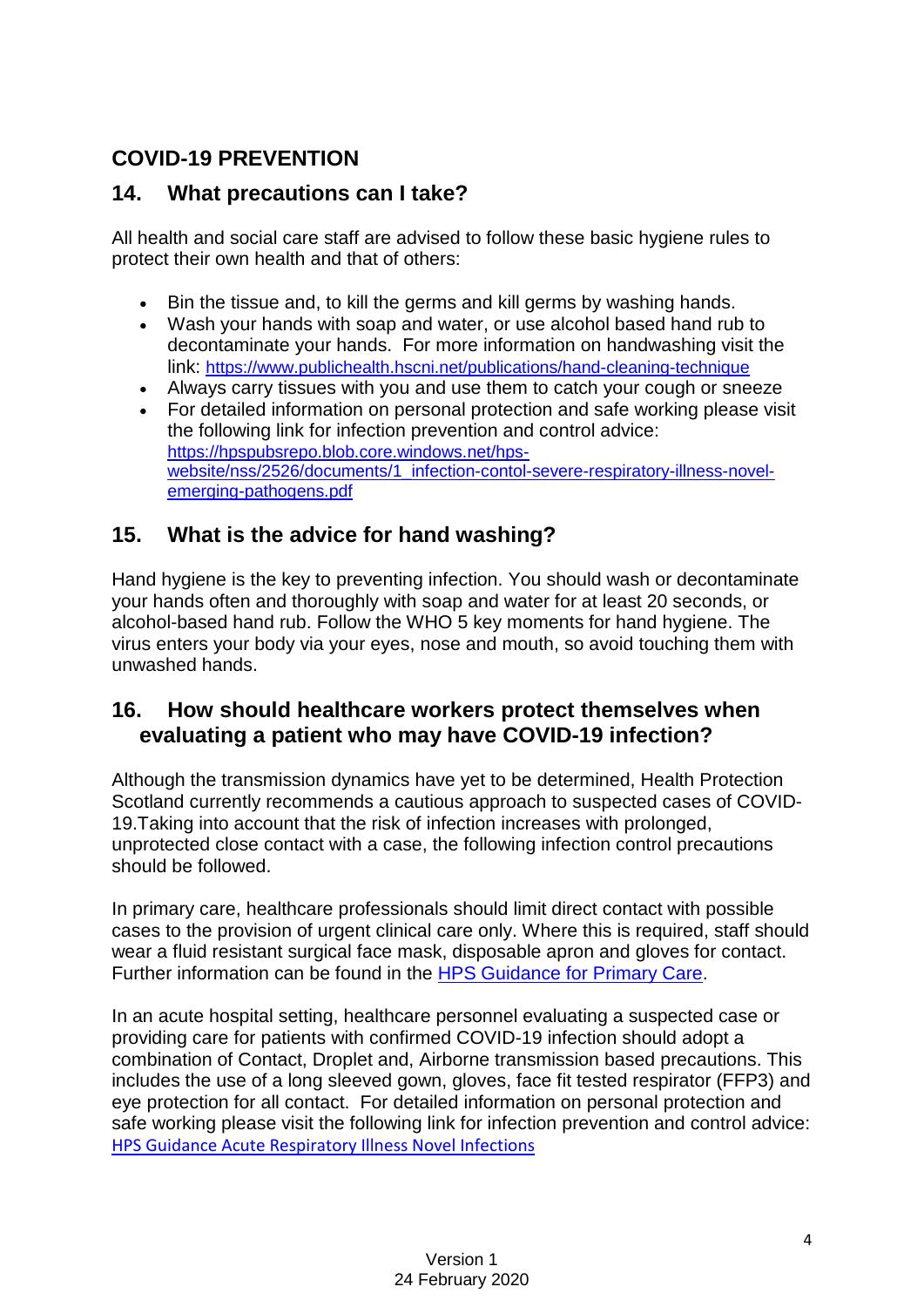## COVID-19 PREVENTION

## 14. What precautions can I take?

All health and social care staff are advised to follow these basic hygiene rules to protect their own health and that of others:

- Bin the tissue and, to kill the germs and kill germs by washing hands.
- Wash your hands with soap and water, or use alcohol based hand rub to decontaminate your hands. For more information on handwashing visit the link: https://www.publichealth.hscni.net/publications/hand-cleaning-technique
- Always carry tissues with you and use them to catch your cough or sneeze
- For detailed information on personal protection and safe working please visit the following link for infection prevention and control advice: https://hpspubsrepo.blob.core.windows.net/hps-website/nss/2526/documents/1_infection-contol-severe-respiratory-illness-novel-emerging-pathogens.pdf

## 15. What is the advice for hand washing?

Hand hygiene is the key to preventing infection. You should wash or decontaminate your hands often and thoroughly with soap and water for at least 20 seconds, or alcohol-based hand rub. Follow the WHO 5 key moments for hand hygiene. The virus enters your body via your eyes, nose and mouth, so avoid touching them with unwashed hands.

## 16. How should healthcare workers protect themselves when evaluating a patient who may have COVID-19 infection?

Although the transmission dynamics have yet to be determined, Health Protection Scotland currently recommends a cautious approach to suspected cases of COVID-19.Taking into account that the risk of infection increases with prolonged, unprotected close contact with a case, the following infection control precautions should be followed.

In primary care, healthcare professionals should limit direct contact with possible cases to the provision of urgent clinical care only. Where this is required, staff should wear a fluid resistant surgical face mask, disposable apron and gloves for contact. Further information can be found in the HPS Guidance for Primary Care.

In an acute hospital setting, healthcare personnel evaluating a suspected case or providing care for patients with confirmed COVID-19 infection should adopt a combination of Contact, Droplet and, Airborne transmission based precautions. This includes the use of a long sleeved gown, gloves, face fit tested respirator (FFP3) and eye protection for all contact. For detailed information on personal protection and safe working please visit the following link for infection prevention and control advice: HPS Guidance Acute Respiratory Illness Novel Infections

Version 1
24 February 2020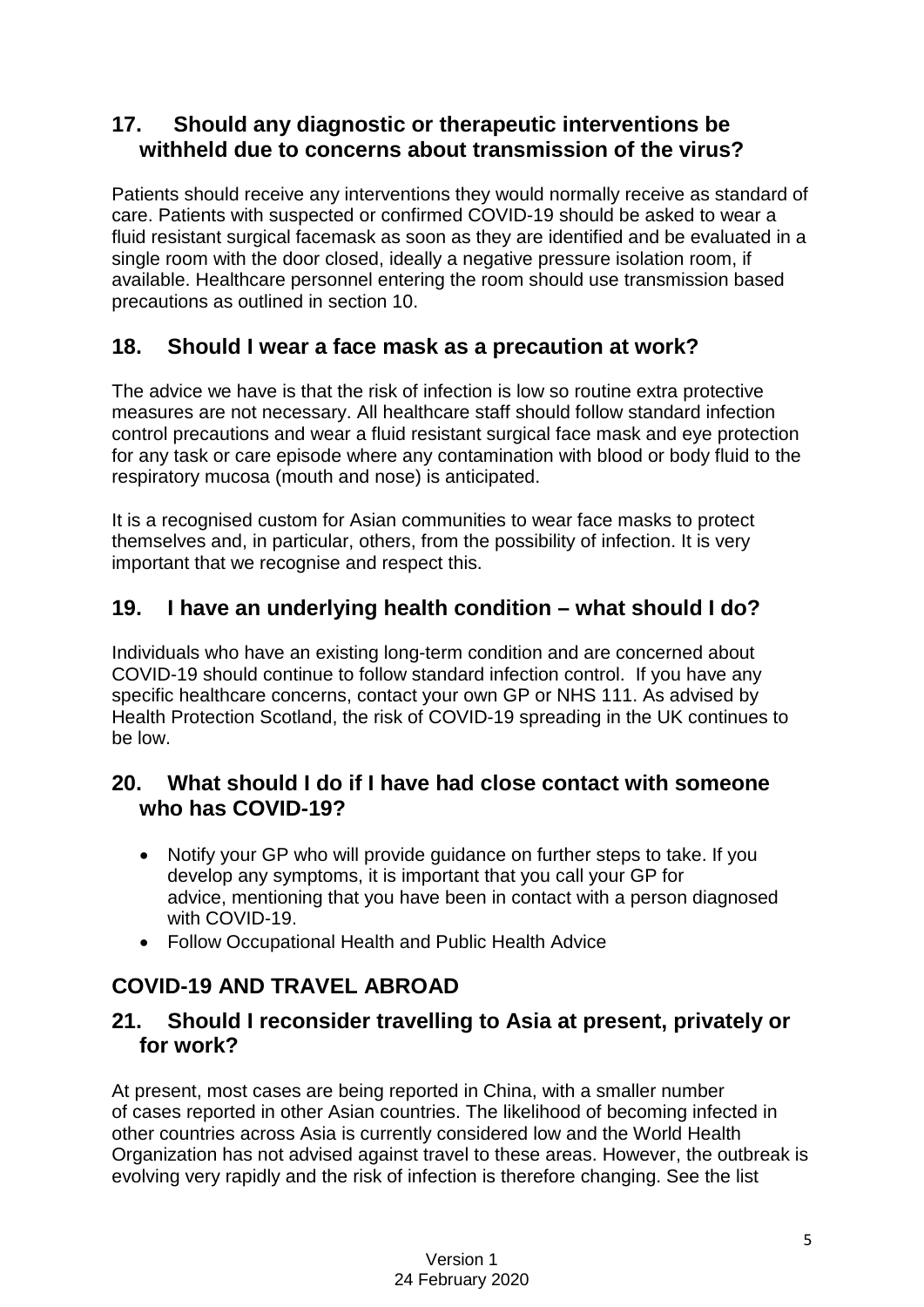## 17. Should any diagnostic or therapeutic interventions be withheld due to concerns about transmission of the virus?

Patients should receive any interventions they would normally receive as standard of care. Patients with suspected or confirmed COVID-19 should be asked to wear a fluid resistant surgical facemask as soon as they are identified and be evaluated in a single room with the door closed, ideally a negative pressure isolation room, if available. Healthcare personnel entering the room should use transmission based precautions as outlined in section 10.

## 18. Should I wear a face mask as a precaution at work?

The advice we have is that the risk of infection is low so routine extra protective measures are not necessary. All healthcare staff should follow standard infection control precautions and wear a fluid resistant surgical face mask and eye protection for any task or care episode where any contamination with blood or body fluid to the respiratory mucosa (mouth and nose) is anticipated.

It is a recognised custom for Asian communities to wear face masks to protect themselves and, in particular, others, from the possibility of infection. It is very important that we recognise and respect this.

## 19. I have an underlying health condition – what should I do?

Individuals who have an existing long-term condition and are concerned about COVID-19 should continue to follow standard infection control. If you have any specific healthcare concerns, contact your own GP or NHS 111. As advised by Health Protection Scotland, the risk of COVID-19 spreading in the UK continues to be low.

## 20. What should I do if I have had close contact with someone who has COVID-19?

- Notify your GP who will provide guidance on further steps to take. If you develop any symptoms, it is important that you call your GP for advice, mentioning that you have been in contact with a person diagnosed with COVID-19.
- Follow Occupational Health and Public Health Advice

## COVID-19 AND TRAVEL ABROAD

## 21. Should I reconsider travelling to Asia at present, privately or for work?

At present, most cases are being reported in China, with a smaller number of cases reported in other Asian countries. The likelihood of becoming infected in other countries across Asia is currently considered low and the World Health Organization has not advised against travel to these areas. However, the outbreak is evolving very rapidly and the risk of infection is therefore changing. See the list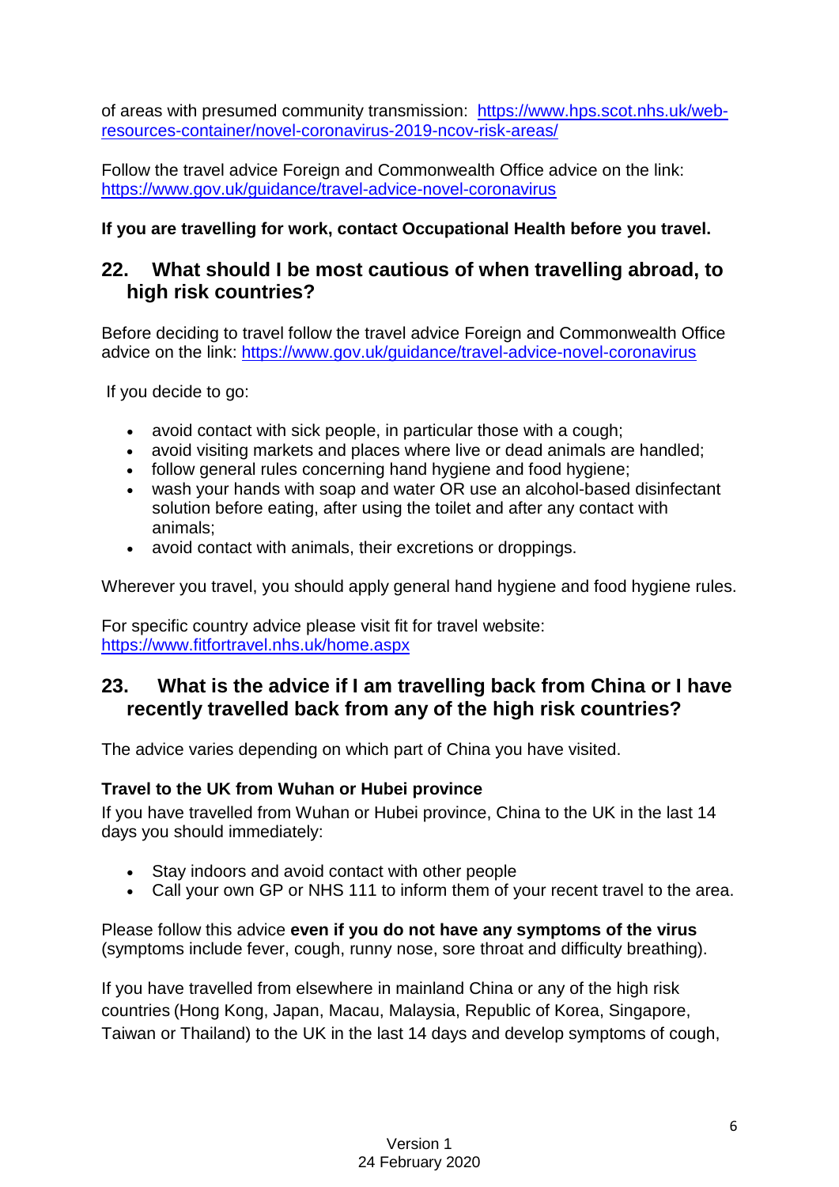of areas with presumed community transmission: [https://www.hps.scot.nhs.uk/web-resources-container/novel-coronavirus-2019-ncov-risk-areas/](https://www.hps.scot.nhs.uk/web-resources-container/novel-coronavirus-2019-ncov-risk-areas/)

Follow the travel advice Foreign and Commonwealth Office advice on the link: [https://www.gov.uk/guidance/travel-advice-novel-coronavirus](https://www.gov.uk/guidance/travel-advice-novel-coronavirus)

**If you are travelling for work, contact Occupational Health before you travel.**

## 22. What should I be most cautious of when travelling abroad, to high risk countries?

Before deciding to travel follow the travel advice Foreign and Commonwealth Office advice on the link: [https://www.gov.uk/guidance/travel-advice-novel-coronavirus](https://www.gov.uk/guidance/travel-advice-novel-coronavirus)

If you decide to go:

- avoid contact with sick people, in particular those with a cough;
- avoid visiting markets and places where live or dead animals are handled;
- follow general rules concerning hand hygiene and food hygiene;
- wash your hands with soap and water OR use an alcohol-based disinfectant solution before eating, after using the toilet and after any contact with animals;
- avoid contact with animals, their excretions or droppings.

Wherever you travel, you should apply general hand hygiene and food hygiene rules.

For specific country advice please visit fit for travel website: [https://www.fitfortravel.nhs.uk/home.aspx](https://www.fitfortravel.nhs.uk/home.aspx)

## 23. What is the advice if I am travelling back from China or I have recently travelled back from any of the high risk countries?

The advice varies depending on which part of China you have visited.

**Travel to the UK from Wuhan or Hubei province**

If you have travelled from Wuhan or Hubei province, China to the UK in the last 14 days you should immediately:

- Stay indoors and avoid contact with other people
- Call your own GP or NHS 111 to inform them of your recent travel to the area.

Please follow this advice **even if you do not have any symptoms of the virus** (symptoms include fever, cough, runny nose, sore throat and difficulty breathing).

If you have travelled from elsewhere in mainland China or any of the high risk countries (Hong Kong, Japan, Macau, Malaysia, Republic of Korea, Singapore, Taiwan or Thailand) to the UK in the last 14 days and develop symptoms of cough,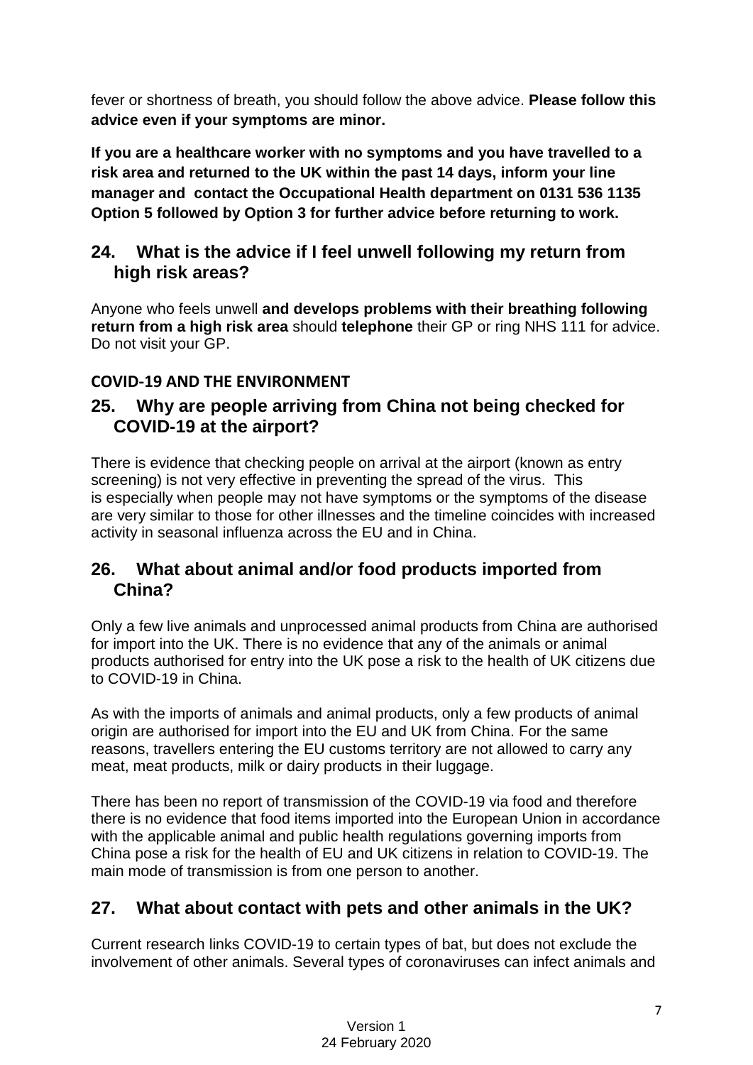fever or shortness of breath, you should follow the above advice. **Please follow this advice even if your symptoms are minor.**

**If you are a healthcare worker with no symptoms and you have travelled to a risk area and returned to the UK within the past 14 days, inform your line manager and contact the Occupational Health department on 0131 536 1135 Option 5 followed by Option 3 for further advice before returning to work.**

## 24. What is the advice if I feel unwell following my return from high risk areas?

Anyone who feels unwell **and develops problems with their breathing following return from a high risk area** should **telephone** their GP or ring NHS 111 for advice. Do not visit your GP.

### COVID-19 AND THE ENVIRONMENT

## 25. Why are people arriving from China not being checked for COVID-19 at the airport?

There is evidence that checking people on arrival at the airport (known as entry screening) is not very effective in preventing the spread of the virus. This is especially when people may not have symptoms or the symptoms of the disease are very similar to those for other illnesses and the timeline coincides with increased activity in seasonal influenza across the EU and in China.

## 26. What about animal and/or food products imported from China?

Only a few live animals and unprocessed animal products from China are authorised for import into the UK. There is no evidence that any of the animals or animal products authorised for entry into the UK pose a risk to the health of UK citizens due to COVID-19 in China.

As with the imports of animals and animal products, only a few products of animal origin are authorised for import into the EU and UK from China. For the same reasons, travellers entering the EU customs territory are not allowed to carry any meat, meat products, milk or dairy products in their luggage.

There has been no report of transmission of the COVID-19 via food and therefore there is no evidence that food items imported into the European Union in accordance with the applicable animal and public health regulations governing imports from China pose a risk for the health of EU and UK citizens in relation to COVID-19. The main mode of transmission is from one person to another.

## 27. What about contact with pets and other animals in the UK?

Current research links COVID-19 to certain types of bat, but does not exclude the involvement of other animals. Several types of coronaviruses can infect animals and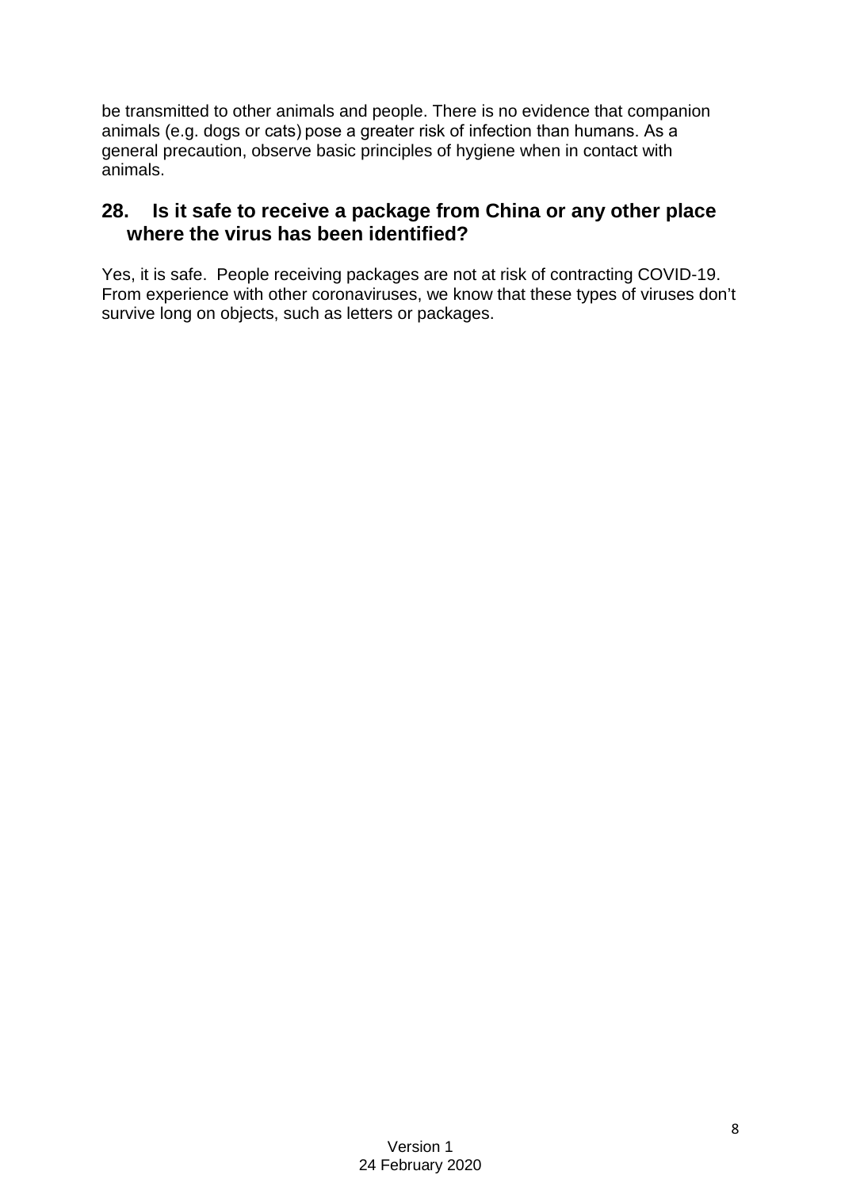be transmitted to other animals and people. There is no evidence that companion animals (e.g. dogs or cats) pose a greater risk of infection than humans. As a general precaution, observe basic principles of hygiene when in contact with animals.

## 28. Is it safe to receive a package from China or any other place where the virus has been identified?

Yes, it is safe. People receiving packages are not at risk of contracting COVID-19. From experience with other coronaviruses, we know that these types of viruses don't survive long on objects, such as letters or packages.